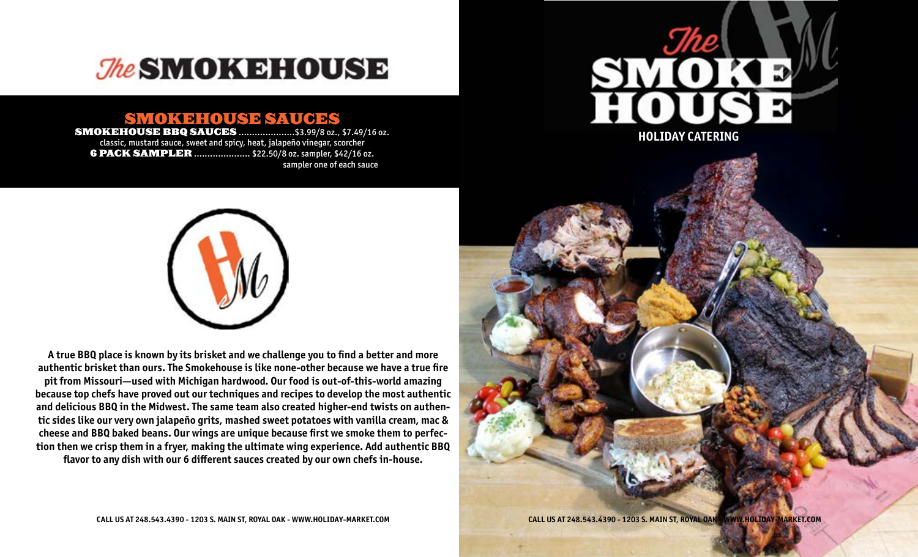# *The* SMOKEHOUSE

## SMOKEHOUSE SAUCES

**SMOKEHOUSE BBQ SAUCES** .....................$3.99/8 oz., $7.49/16 oz.
classic, mustard sauce, sweet and spicy, heat, jalapeño vinegar, scorcher

**6 PACK SAMPLER** ..................... $22.50/8 oz. sampler, $42/16 oz.
sampler one of each sauce

**A true BBQ place is known by its brisket and we challenge you to find a better and more authentic brisket than ours. The Smokehouse is like none-other because we have a true fire pit from Missouri—used with Michigan hardwood. Our food is out-of-this-world amazing because top chefs have proved out our techniques and recipes to develop the most authentic and delicious BBQ in the Midwest. The same team also created higher-end twists on authentic sides like our very own jalapeño grits, mashed sweet potatoes with vanilla cream, mac & cheese and BBQ baked beans. Our wings are unique because first we smoke them to perfection then we crisp them in a fryer, making the ultimate wing experience. Add authentic BBQ flavor to any dish with our 6 different sauces created by our own chefs in-house.**

CALL US AT 248.543.4390 - 1203 S. MAIN ST, ROYAL OAK - WWW.HOLIDAY-MARKET.COM

# *The* SMOKE HOUSE

**HOLIDAY CATERING**

CALL US AT 248.543.4390 - 1203 S. MAIN ST, ROYAL OAK - WWW.HOLIDAY-MARKET.COM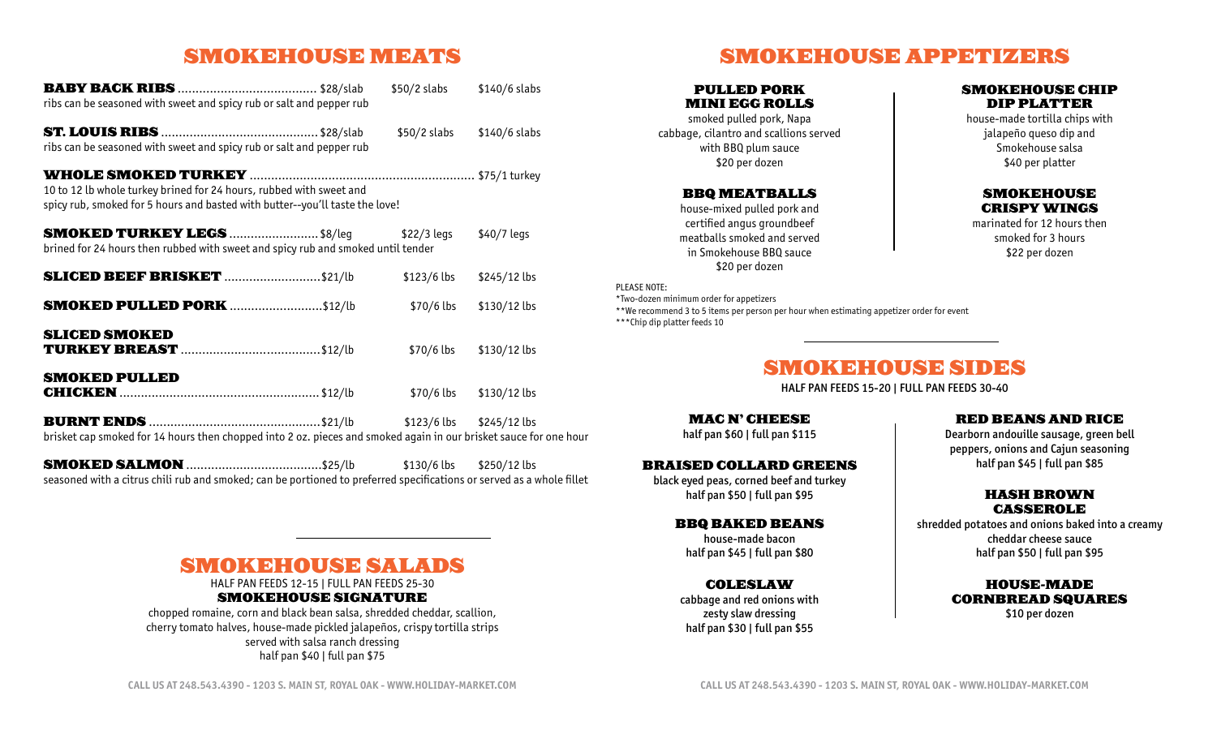## SMOKEHOUSE MEATS

**BABY BACK RIBS** ....................................... $28/slab $50/2 slabs $140/6 slabs
ribs can be seasoned with sweet and spicy rub or salt and pepper rub

**ST. LOUIS RIBS** ............................................ $28/slab $50/2 slabs $140/6 slabs
ribs can be seasoned with sweet and spicy rub or salt and pepper rub

**WHOLE SMOKED TURKEY** .............................................................. $75/1 turkey
10 to 12 lb whole turkey brined for 24 hours, rubbed with sweet and spicy rub, smoked for 5 hours and basted with butter--you'll taste the love!

**SMOKED TURKEY LEGS** ......................... $8/leg $22/3 legs $40/7 legs
brined for 24 hours then rubbed with sweet and spicy rub and smoked until tender

**SLICED BEEF BRISKET** ...........................$21/lb $123/6 lbs $245/12 lbs

**SMOKED PULLED PORK** ..........................$12/lb $70/6 lbs $130/12 lbs

**SLICED SMOKED TURKEY BREAST** .......................................$12/lb $70/6 lbs $130/12 lbs

**SMOKED PULLED CHICKEN** ........................................................ $12/lb $70/6 lbs $130/12 lbs

**BURNT ENDS** ................................................$21/lb $123/6 lbs $245/12 lbs
brisket cap smoked for 14 hours then chopped into 2 oz. pieces and smoked again in our brisket sauce for one hour

**SMOKED SALMON** .....................................$25/lb $130/6 lbs $250/12 lbs
seasoned with a citrus chili rub and smoked; can be portioned to preferred specifications or served as a whole fillet

## SMOKEHOUSE SALADS

HALF PAN FEEDS 12-15 | FULL PAN FEEDS 25-30

### SMOKEHOUSE SIGNATURE

chopped romaine, corn and black bean salsa, shredded cheddar, scallion, cherry tomato halves, house-made pickled jalapeños, crispy tortilla strips served with salsa ranch dressing
half pan $40 | full pan $75

## SMOKEHOUSE APPETIZERS

### PULLED PORK MINI EGG ROLLS

smoked pulled pork, Napa cabbage, cilantro and scallions served with BBQ plum sauce
$20 per dozen

### BBQ MEATBALLS

house-mixed pulled pork and certified angus groundbeef meatballs smoked and served in Smokehouse BBQ sauce
$20 per dozen

### SMOKEHOUSE CHIP DIP PLATTER

house-made tortilla chips with jalapeño queso dip and Smokehouse salsa
$40 per platter

### SMOKEHOUSE CRISPY WINGS

marinated for 12 hours then smoked for 3 hours
$22 per dozen

PLEASE NOTE:
*Two-dozen minimum order for appetizers
**We recommend 3 to 5 items per person per hour when estimating appetizer order for event
***Chip dip platter feeds 10

## SMOKEHOUSE SIDES

HALF PAN FEEDS 15-20 | FULL PAN FEEDS 30-40

### MAC N' CHEESE

half pan $60 | full pan $115

### BRAISED COLLARD GREENS

black eyed peas, corned beef and turkey
half pan $50 | full pan $95

### BBQ BAKED BEANS

house-made bacon
half pan $45 | full pan $80

### COLESLAW

cabbage and red onions with zesty slaw dressing
half pan $30 | full pan $55

### RED BEANS AND RICE

Dearborn andouille sausage, green bell peppers, onions and Cajun seasoning
half pan $45 | full pan $85

### HASH BROWN CASSEROLE

shredded potatoes and onions baked into a creamy cheddar cheese sauce
half pan $50 | full pan $95

### HOUSE-MADE CORNBREAD SQUARES

$10 per dozen

CALL US AT 248.543.4390 - 1203 S. MAIN ST, ROYAL OAK - WWW.HOLIDAY-MARKET.COM